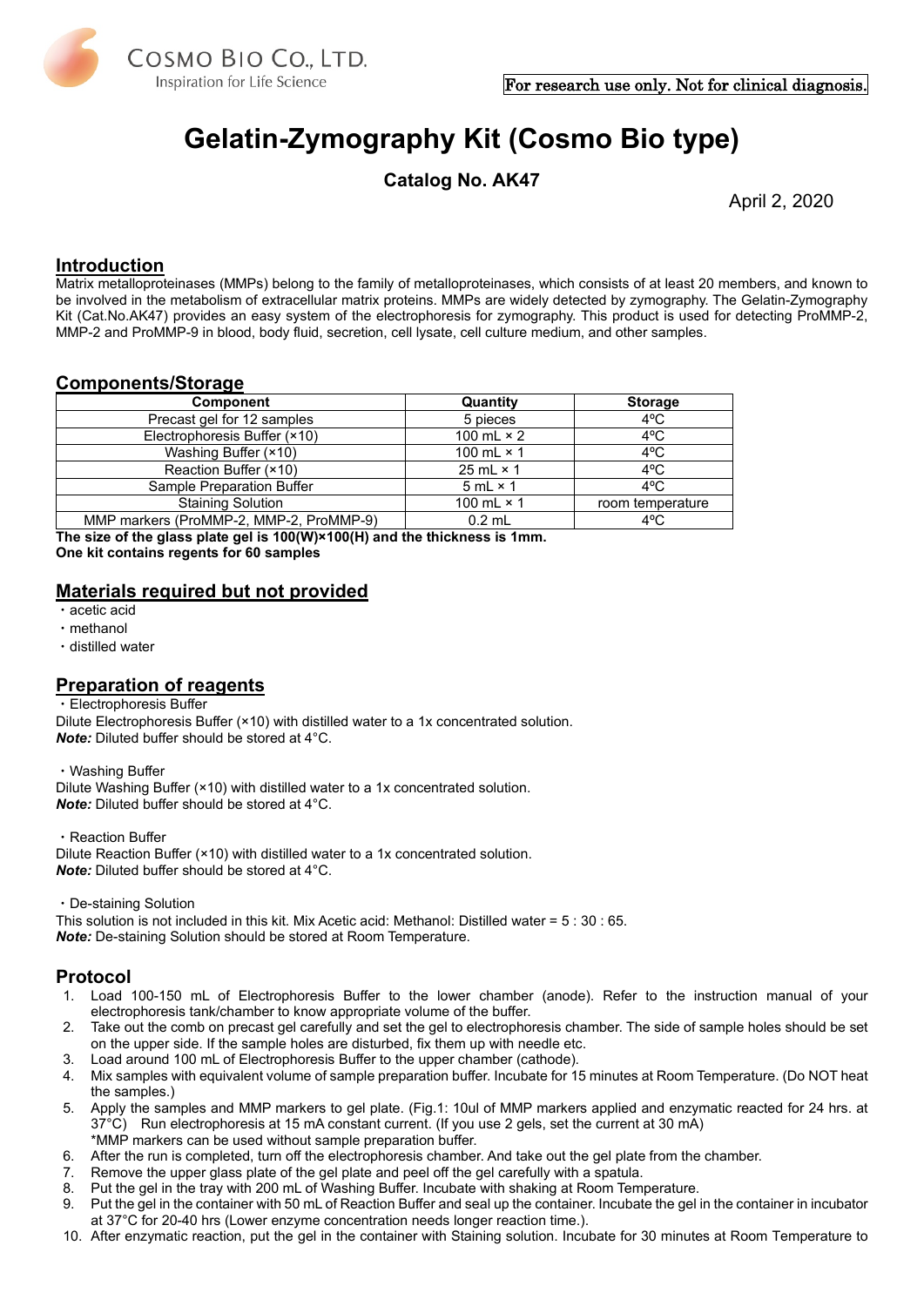COSMO BIO CO., LTD.
Inspiration for Life Science

For research use only. Not for clinical diagnosis.

# Gelatin-Zymography Kit (Cosmo Bio type)

**Catalog No. AK47**

April 2, 2020

## Introduction

Matrix metalloproteinases (MMPs) belong to the family of metalloproteinases, which consists of at least 20 members, and known to be involved in the metabolism of extracellular matrix proteins. MMPs are widely detected by zymography. The Gelatin-Zymography Kit (Cat.No.AK47) provides an easy system of the electrophoresis for zymography. This product is used for detecting ProMMP-2, MMP-2 and ProMMP-9 in blood, body fluid, secretion, cell lysate, cell culture medium, and other samples.

## Components/Storage

| Component | Quantity | Storage |
|---|---|---|
| Precast gel for 12 samples | 5 pieces | 4ºC |
| Electrophoresis Buffer (×10) | 100 mL × 2 | 4ºC |
| Washing Buffer (×10) | 100 mL × 1 | 4ºC |
| Reaction Buffer (×10) | 25 mL × 1 | 4ºC |
| Sample Preparation Buffer | 5 mL × 1 | 4ºC |
| Staining Solution | 100 mL × 1 | room temperature |
| MMP markers (ProMMP-2, MMP-2, ProMMP-9) | 0.2 mL | 4ºC |

**The size of the glass plate gel is 100(W)×100(H) and the thickness is 1mm.**
**One kit contains regents for 60 samples**

## Materials required but not provided

- acetic acid
- methanol
- distilled water

## Preparation of reagents

- Electrophoresis Buffer

Dilute Electrophoresis Buffer (×10) with distilled water to a 1x concentrated solution.
***Note:*** Diluted buffer should be stored at 4°C.

- Washing Buffer

Dilute Washing Buffer (×10) with distilled water to a 1x concentrated solution.
***Note:*** Diluted buffer should be stored at 4°C.

- Reaction Buffer

Dilute Reaction Buffer (×10) with distilled water to a 1x concentrated solution.
***Note:*** Diluted buffer should be stored at 4°C.

- De-staining Solution

This solution is not included in this kit. Mix Acetic acid: Methanol: Distilled water = 5 : 30 : 65.
***Note:*** De-staining Solution should be stored at Room Temperature.

## Protocol

1. Load 100-150 mL of Electrophoresis Buffer to the lower chamber (anode). Refer to the instruction manual of your electrophoresis tank/chamber to know appropriate volume of the buffer.
2. Take out the comb on precast gel carefully and set the gel to electrophoresis chamber. The side of sample holes should be set on the upper side. If the sample holes are disturbed, fix them up with needle etc.
3. Load around 100 mL of Electrophoresis Buffer to the upper chamber (cathode).
4. Mix samples with equivalent volume of sample preparation buffer. Incubate for 15 minutes at Room Temperature. (Do NOT heat the samples.)
5. Apply the samples and MMP markers to gel plate. (Fig.1: 10ul of MMP markers applied and enzymatic reacted for 24 hrs. at 37°C) Run electrophoresis at 15 mA constant current. (If you use 2 gels, set the current at 30 mA)
   *MMP markers can be used without sample preparation buffer.
6. After the run is completed, turn off the electrophoresis chamber. And take out the gel plate from the chamber.
7. Remove the upper glass plate of the gel plate and peel off the gel carefully with a spatula.
8. Put the gel in the tray with 200 mL of Washing Buffer. Incubate with shaking at Room Temperature.
9. Put the gel in the container with 50 mL of Reaction Buffer and seal up the container. Incubate the gel in the container in incubator at 37°C for 20-40 hrs (Lower enzyme concentration needs longer reaction time.).
10. After enzymatic reaction, put the gel in the container with Staining solution. Incubate for 30 minutes at Room Temperature to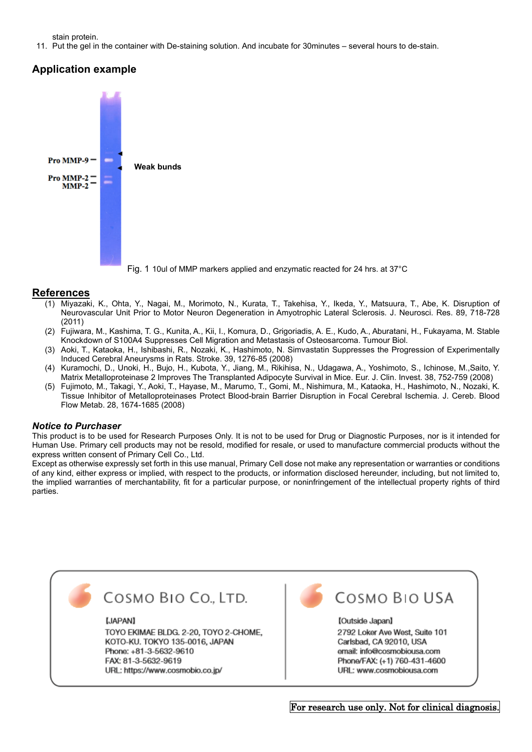stain protein.

11. Put the gel in the container with De-staining solution. And incubate for 30minutes – several hours to de-stain.

## Application example

Pro MMP-9

Pro MMP-2

MMP-2

Weak bunds

Fig. 1 10ul of MMP markers applied and enzymatic reacted for 24 hrs. at 37°C

## References

(1) Miyazaki, K., Ohta, Y., Nagai, M., Morimoto, N., Kurata, T., Takehisa, Y., Ikeda, Y., Matsuura, T., Abe, K. Disruption of Neurovascular Unit Prior to Motor Neuron Degeneration in Amyotrophic Lateral Sclerosis. J. Neurosci. Res. 89, 718-728 (2011)

(2) Fujiwara, M., Kashima, T. G., Kunita, A., Kii, I., Komura, D., Grigoriadis, A. E., Kudo, A., Aburatani, H., Fukayama, M. Stable Knockdown of S100A4 Suppresses Cell Migration and Metastasis of Osteosarcoma. Tumour Biol.

(3) Aoki, T., Kataoka, H., Ishibashi, R., Nozaki, K., Hashimoto, N. Simvastatin Suppresses the Progression of Experimentally Induced Cerebral Aneurysms in Rats. Stroke. 39, 1276-85 (2008)

(4) Kuramochi, D., Unoki, H., Bujo, H., Kubota, Y., Jiang, M., Rikihisa, N., Udagawa, A., Yoshimoto, S., Ichinose, M.,Saito, Y. Matrix Metalloproteinase 2 Improves The Transplanted Adipocyte Survival in Mice. Eur. J. Clin. Invest. 38, 752-759 (2008)

(5) Fujimoto, M., Takagi, Y., Aoki, T., Hayase, M., Marumo, T., Gomi, M., Nishimura, M., Kataoka, H., Hashimoto, N., Nozaki, K. Tissue Inhibitor of Metalloproteinases Protect Blood-brain Barrier Disruption in Focal Cerebral Ischemia. J. Cereb. Blood Flow Metab. 28, 1674-1685 (2008)

### *Notice to Purchaser*

This product is to be used for Research Purposes Only. It is not to be used for Drug or Diagnostic Purposes, nor is it intended for Human Use. Primary cell products may not be resold, modified for resale, or used to manufacture commercial products without the express written consent of Primary Cell Co., Ltd.

Except as otherwise expressly set forth in this use manual, Primary Cell dose not make any representation or warranties or conditions of any kind, either express or implied, with respect to the products, or information disclosed hereunder, including, but not limited to, the implied warranties of merchantability, fit for a particular purpose, or noninfringement of the intellectual property rights of third parties.

**COSMO BIO CO., LTD.**

[JAPAN]
TOYO EKIMAE BLDG. 2-20, TOYO 2-CHOME,
KOTO-KU. TOKYO 135-0016, JAPAN
Phone: +81-3-5632-9610
FAX: 81-3-5632-9619
URL: https://www.cosmobio.co.jp/

**COSMO BIO USA**

[Outside Japan]
2792 Loker Ave West, Suite 101
Carlsbad, CA 92010, USA
email: info@cosmobiousa.com
Phone/FAX: (+1) 760-431-4600
URL: www.cosmobiousa.com

For research use only. Not for clinical diagnosis.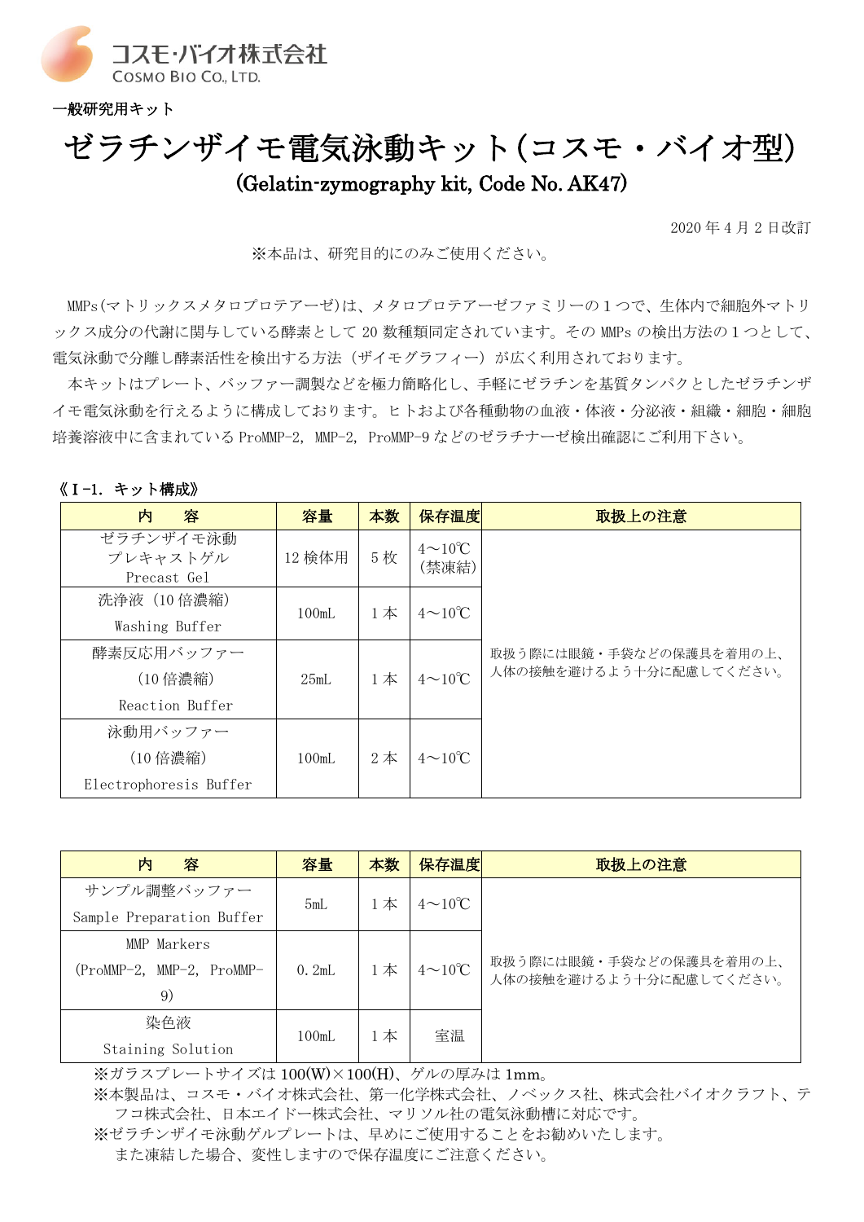コスモ・バイオ株式会社
COSMO BIO CO., LTD.

一般研究用キット

# ゼラチンザイモ電気泳動キット(コスモ・バイオ型)

## (Gelatin-zymography kit, Code No. AK47)

2020 年 4 月 2 日改訂

※本品は、研究目的にのみご使用ください。

MMPs(マトリックスメタロプロテアーゼ)は、メタロプロテアーゼファミリーの１つで、生体内で細胞外マトリックス成分の代謝に関与している酵素として 20 数種類同定されています。その MMPs の検出方法の１つとして、電気泳動で分離し酵素活性を検出する方法（ザイモグラフィー）が広く利用されております。

本キットはプレート、バッファー調製などを極力簡略化し、手軽にゼラチンを基質タンパクとしたゼラチンザイモ電気泳動を行えるように構成しております。ヒトおよび各種動物の血液・体液・分泌液・組織・細胞・細胞培養溶液中に含まれている ProMMP-2, MMP-2, ProMMP-9 などのゼラチナーゼ検出確認にご利用下さい。

### 《Ⅰ-1. キット構成》

| 内　　容 | 容量 | 本数 | 保存温度 | 取扱上の注意 |
|---|---|---|---|---|
| ゼラチンザイモ泳動プレキャストゲル Precast Gel | 12 検体用 | 5 枚 | 4～10℃(禁凍結) | 取扱う際には眼鏡・手袋などの保護具を着用の上、人体の接触を避けるよう十分に配慮してください。 |
| 洗浄液（10 倍濃縮） Washing Buffer | 100mL | 1 本 | 4～10℃ | |
| 酵素反応用バッファー（10 倍濃縮） Reaction Buffer | 25mL | 1 本 | 4～10℃ | |
| 泳動用バッファー（10 倍濃縮） Electrophoresis Buffer | 100mL | 2 本 | 4～10℃ | |

| 内　　容 | 容量 | 本数 | 保存温度 | 取扱上の注意 |
|---|---|---|---|---|
| サンプル調整バッファー Sample Preparation Buffer | 5mL | 1 本 | 4～10℃ | 取扱う際には眼鏡・手袋などの保護具を着用の上、人体の接触を避けるよう十分に配慮してください。 |
| MMP Markers (ProMMP-2, MMP-2, ProMMP-9) | 0.2mL | 1 本 | 4～10℃ | |
| 染色液 Staining Solution | 100mL | 1 本 | 室温 | |

※ガラスプレートサイズは 100(W)×100(H)、ゲルの厚みは 1mm。

※本製品は、コスモ・バイオ株式会社、第一化学株式会社、ノベックス社、株式会社バイオクラフト、テフコ株式会社、日本エイドー株式会社、マリソル社の電気泳動槽に対応です。

※ゼラチンザイモ泳動ゲルプレートは、早めにご使用することをお勧めいたします。
　また凍結した場合、変性しますので保存温度にご注意ください。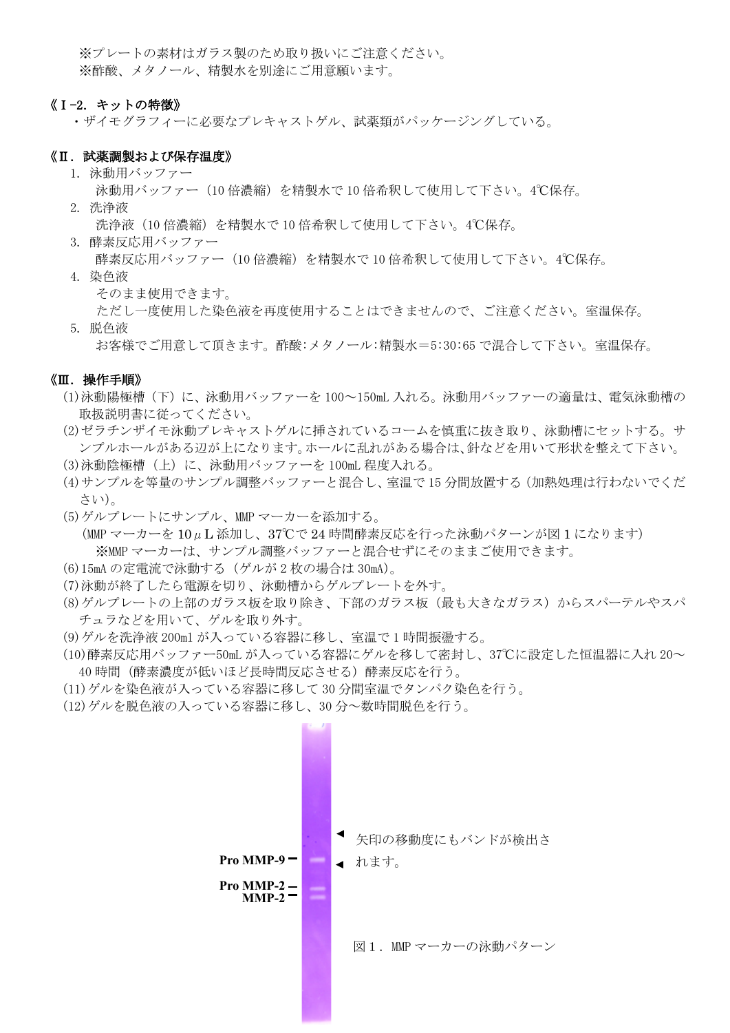※プレートの素材はガラス製のため取り扱いにご注意ください。
※酢酸、メタノール、精製水を別途にご用意願います。

### 《Ⅰ-2. キットの特徴》

・ザイモグラフィーに必要なプレキャストゲル、試薬類がパッケージングしている。

### 《Ⅱ. 試薬調製および保存温度》

1. 泳動用バッファー
   泳動用バッファー（10 倍濃縮）を精製水で 10 倍希釈して使用して下さい。4℃保存。
2. 洗浄液
   洗浄液（10 倍濃縮）を精製水で 10 倍希釈して使用して下さい。4℃保存。
3. 酵素反応用バッファー
   酵素反応用バッファー（10 倍濃縮）を精製水で 10 倍希釈して使用して下さい。4℃保存。
4. 染色液
   そのまま使用できます。
   ただし一度使用した染色液を再度使用することはできませんので、ご注意ください。室温保存。
5. 脱色液
   お客様でご用意して頂きます。酢酸:メタノール:精製水＝5:30:65 で混合して下さい。室温保存。

### 《Ⅲ. 操作手順》

(1)泳動陽極槽（下）に、泳動用バッファーを 100～150mL 入れる。泳動用バッファーの適量は、電気泳動槽の取扱説明書に従ってください。
(2)ゼラチンザイモ泳動プレキャストゲルに挿されているコームを慎重に抜き取り、泳動槽にセットする。サンプルホールがある辺が上になります。ホールに乱れがある場合は、針などを用いて形状を整えて下さい。
(3)泳動陰極槽（上）に、泳動用バッファーを 100mL 程度入れる。
(4)サンプルを等量のサンプル調整バッファーと混合し、室温で 15 分間放置する（加熱処理は行わないでください）。
(5)ゲルプレートにサンプル、MMP マーカーを添加する。
（MMP マーカーを 10μL 添加し、37℃で 24 時間酵素反応を行った泳動パターンが図 1 になります）
※MMP マーカーは、サンプル調整バッファーと混合せずにそのままご使用できます。
(6)15mA の定電流で泳動する（ゲルが 2 枚の場合は 30mA）。
(7)泳動が終了したら電源を切り、泳動槽からゲルプレートを外す。
(8)ゲルプレートの上部のガラス板を取り除き、下部のガラス板（最も大きなガラス）からスパーテルやスパチュラなどを用いて、ゲルを取り外す。
(9)ゲルを洗浄液 200ml が入っている容器に移し、室温で 1 時間振盪する。
(10)酵素反応用バッファー50mL が入っている容器にゲルを移して密封し、37℃に設定した恒温器に入れ 20～40 時間（酵素濃度が低いほど長時間反応させる）酵素反応を行う。
(11)ゲルを染色液が入っている容器に移して 30 分間室温でタンパク染色を行う。
(12)ゲルを脱色液の入っている容器に移し、30 分～数時間脱色を行う。

Pro MMP-9
Pro MMP-2
MMP-2

◀ 矢印の移動度にもバンドが検出されます。

図１．MMP マーカーの泳動パターン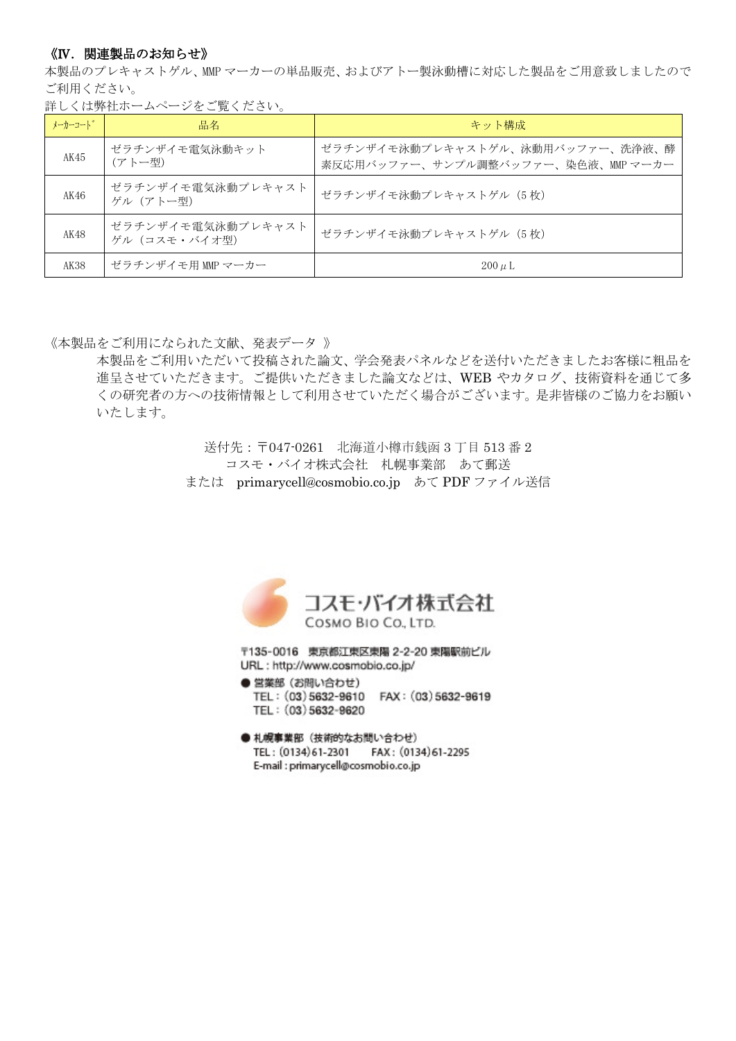## 《Ⅳ．関連製品のお知らせ》

本製品のプレキャストゲル、MMP マーカーの単品販売、およびアトー製泳動槽に対応した製品をご用意致しましたのでご利用ください。

詳しくは弊社ホームページをご覧ください。

| メーカーコード | 品名 | キット構成 |
|---|---|---|
| AK45 | ゼラチンザイモ電気泳動キット（アトー型） | ゼラチンザイモ泳動プレキャストゲル、泳動用バッファー、洗浄液、酵素反応用バッファー、サンプル調整バッファー、染色液、MMP マーカー |
| AK46 | ゼラチンザイモ電気泳動プレキャストゲル（アトー型） | ゼラチンザイモ泳動プレキャストゲル（5 枚） |
| AK48 | ゼラチンザイモ電気泳動プレキャストゲル（コスモ・バイオ型） | ゼラチンザイモ泳動プレキャストゲル（5 枚） |
| AK38 | ゼラチンザイモ用 MMP マーカー | 200 μL |

《本製品をご利用になられた文献、発表データ 》

本製品をご利用いただいて投稿された論文、学会発表パネルなどを送付いただきましたお客様に粗品を進呈させていただきます。ご提供いただきました論文などは、WEB やカタログ、技術資料を通じて多くの研究者の方への技術情報として利用させていただく場合がございます。是非皆様のご協力をお願いいたします。

送付先：〒047-0261　北海道小樽市銭函 3 丁目 513 番 2
コスモ・バイオ株式会社　札幌事業部　あて郵送
または　primarycell@cosmobio.co.jp　あて PDF ファイル送信

コスモ・バイオ株式会社
COSMO BIO CO., LTD.

〒135-0016　東京都江東区東陽 2-2-20 東陽駅前ビル
URL : http://www.cosmobio.co.jp/

● 営業部（お問い合わせ）
TEL：(03) 5632-9610　FAX：(03) 5632-9619
TEL：(03) 5632-9620

● 札幌事業部（技術的なお問い合わせ）
TEL：(0134) 61-2301　FAX：(0134) 61-2295
E-mail : primarycell@cosmobio.co.jp